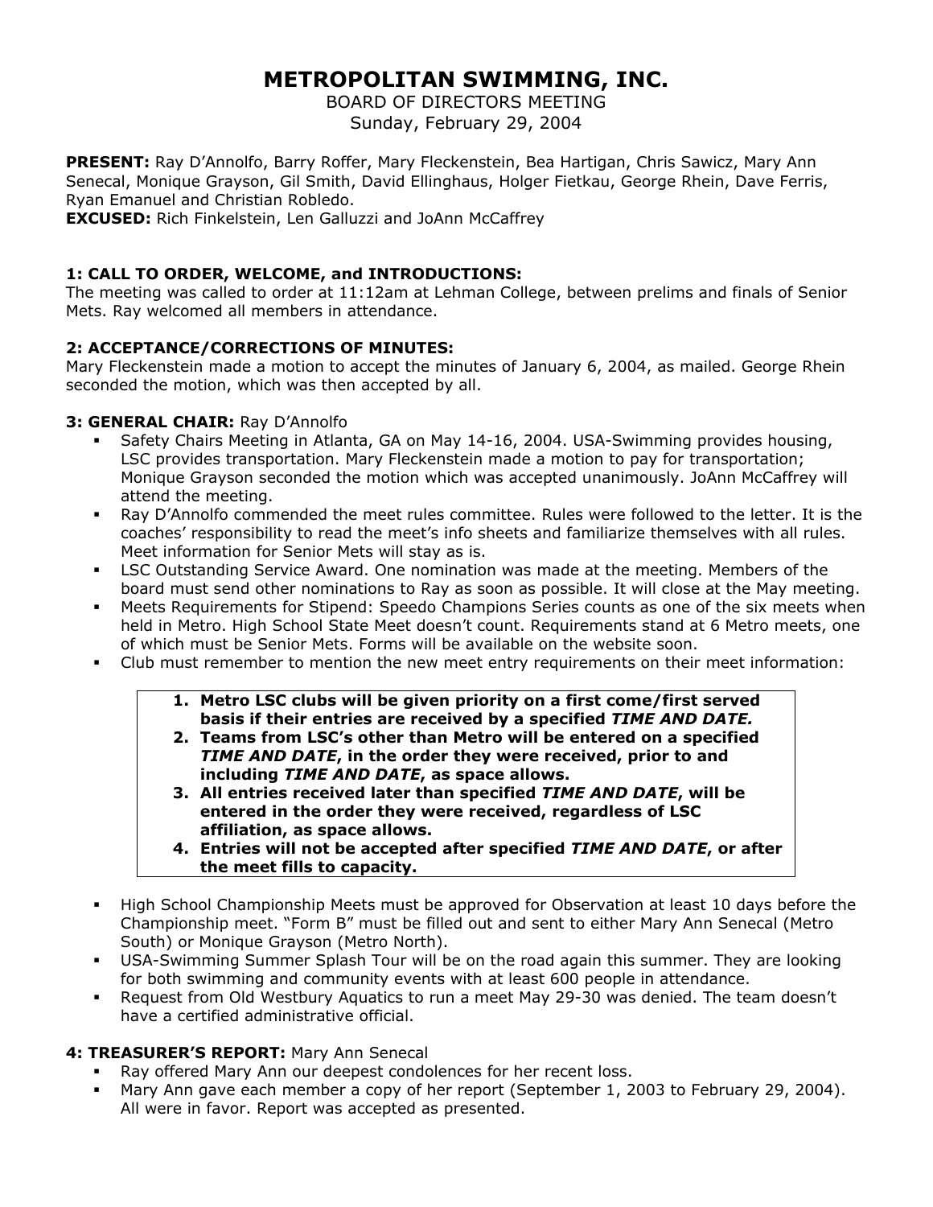# METROPOLITAN SWIMMING, INC.

BOARD OF DIRECTORS MEETING
Sunday, February 29, 2004

**PRESENT:** Ray D'Annolfo, Barry Roffer, Mary Fleckenstein, Bea Hartigan, Chris Sawicz, Mary Ann Senecal, Monique Grayson, Gil Smith, David Ellinghaus, Holger Fietkau, George Rhein, Dave Ferris, Ryan Emanuel and Christian Robledo.
**EXCUSED:** Rich Finkelstein, Len Galluzzi and JoAnn McCaffrey

### 1: CALL TO ORDER, WELCOME, and INTRODUCTIONS:

The meeting was called to order at 11:12am at Lehman College, between prelims and finals of Senior Mets. Ray welcomed all members in attendance.

### 2: ACCEPTANCE/CORRECTIONS OF MINUTES:

Mary Fleckenstein made a motion to accept the minutes of January 6, 2004, as mailed. George Rhein seconded the motion, which was then accepted by all.

### 3: GENERAL CHAIR: Ray D'Annolfo

- Safety Chairs Meeting in Atlanta, GA on May 14-16, 2004. USA-Swimming provides housing, LSC provides transportation. Mary Fleckenstein made a motion to pay for transportation; Monique Grayson seconded the motion which was accepted unanimously. JoAnn McCaffrey will attend the meeting.
- Ray D'Annolfo commended the meet rules committee. Rules were followed to the letter. It is the coaches' responsibility to read the meet's info sheets and familiarize themselves with all rules. Meet information for Senior Mets will stay as is.
- LSC Outstanding Service Award. One nomination was made at the meeting. Members of the board must send other nominations to Ray as soon as possible. It will close at the May meeting.
- Meets Requirements for Stipend: Speedo Champions Series counts as one of the six meets when held in Metro. High School State Meet doesn't count. Requirements stand at 6 Metro meets, one of which must be Senior Mets. Forms will be available on the website soon.
- Club must remember to mention the new meet entry requirements on their meet information:

> 1. **Metro LSC clubs will be given priority on a first come/first served basis if their entries are received by a specified *TIME AND DATE.***
> 2. **Teams from LSC's other than Metro will be entered on a specified *TIME AND DATE*, in the order they were received, prior to and including *TIME AND DATE*, as space allows.**
> 3. **All entries received later than specified *TIME AND DATE*, will be entered in the order they were received, regardless of LSC affiliation, as space allows.**
> 4. **Entries will not be accepted after specified *TIME AND DATE*, or after the meet fills to capacity.**

- High School Championship Meets must be approved for Observation at least 10 days before the Championship meet. "Form B" must be filled out and sent to either Mary Ann Senecal (Metro South) or Monique Grayson (Metro North).
- USA-Swimming Summer Splash Tour will be on the road again this summer. They are looking for both swimming and community events with at least 600 people in attendance.
- Request from Old Westbury Aquatics to run a meet May 29-30 was denied. The team doesn't have a certified administrative official.

### 4: TREASURER'S REPORT: Mary Ann Senecal

- Ray offered Mary Ann our deepest condolences for her recent loss.
- Mary Ann gave each member a copy of her report (September 1, 2003 to February 29, 2004). All were in favor. Report was accepted as presented.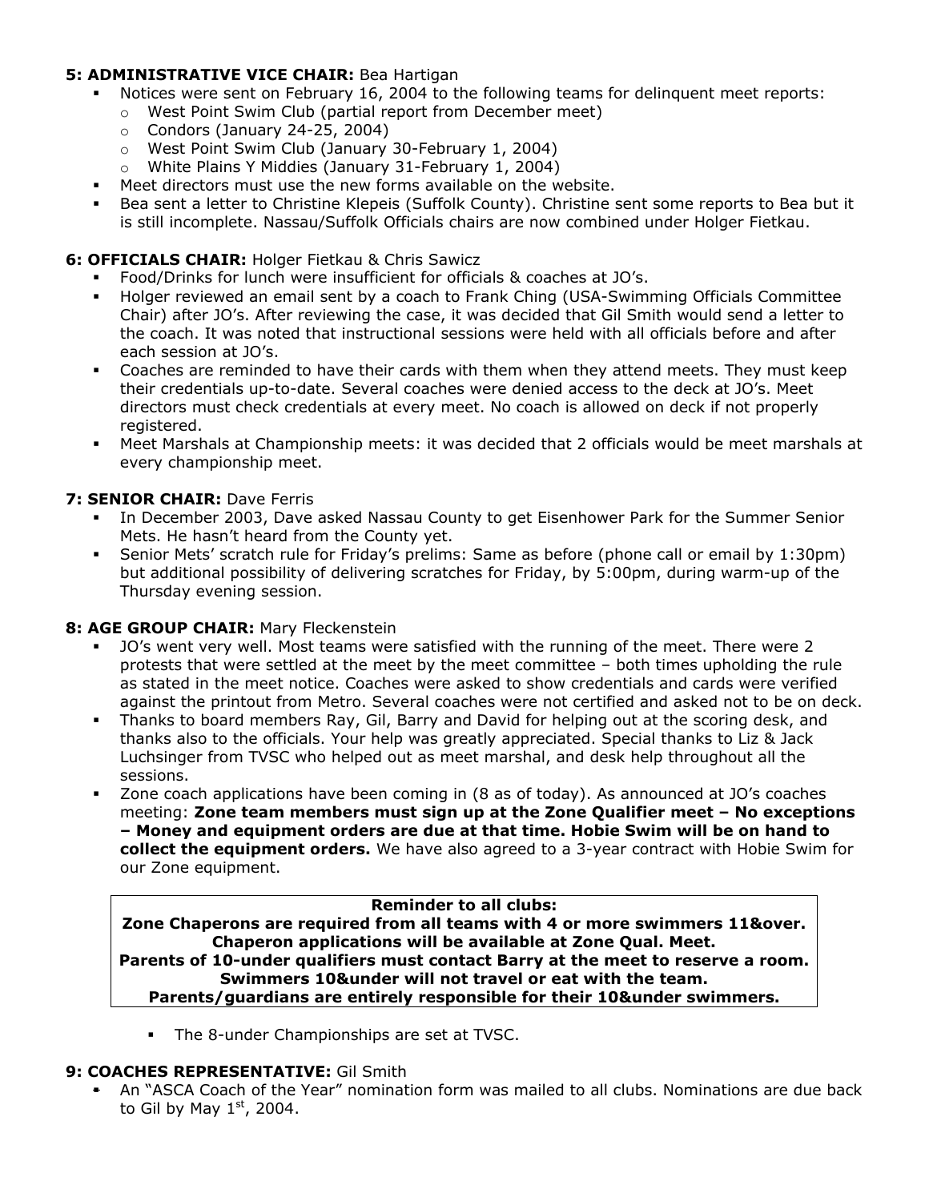**5: ADMINISTRATIVE VICE CHAIR:** Bea Hartigan

- Notices were sent on February 16, 2004 to the following teams for delinquent meet reports:
  - West Point Swim Club (partial report from December meet)
  - Condors (January 24-25, 2004)
  - West Point Swim Club (January 30-February 1, 2004)
  - White Plains Y Middies (January 31-February 1, 2004)
- Meet directors must use the new forms available on the website.
- Bea sent a letter to Christine Klepeis (Suffolk County). Christine sent some reports to Bea but it is still incomplete. Nassau/Suffolk Officials chairs are now combined under Holger Fietkau.

**6: OFFICIALS CHAIR:** Holger Fietkau & Chris Sawicz

- Food/Drinks for lunch were insufficient for officials & coaches at JO's.
- Holger reviewed an email sent by a coach to Frank Ching (USA-Swimming Officials Committee Chair) after JO's. After reviewing the case, it was decided that Gil Smith would send a letter to the coach. It was noted that instructional sessions were held with all officials before and after each session at JO's.
- Coaches are reminded to have their cards with them when they attend meets. They must keep their credentials up-to-date. Several coaches were denied access to the deck at JO's. Meet directors must check credentials at every meet. No coach is allowed on deck if not properly registered.
- Meet Marshals at Championship meets: it was decided that 2 officials would be meet marshals at every championship meet.

**7: SENIOR CHAIR:** Dave Ferris

- In December 2003, Dave asked Nassau County to get Eisenhower Park for the Summer Senior Mets. He hasn't heard from the County yet.
- Senior Mets' scratch rule for Friday's prelims: Same as before (phone call or email by 1:30pm) but additional possibility of delivering scratches for Friday, by 5:00pm, during warm-up of the Thursday evening session.

**8: AGE GROUP CHAIR:** Mary Fleckenstein

- JO's went very well. Most teams were satisfied with the running of the meet. There were 2 protests that were settled at the meet by the meet committee – both times upholding the rule as stated in the meet notice. Coaches were asked to show credentials and cards were verified against the printout from Metro. Several coaches were not certified and asked not to be on deck.
- Thanks to board members Ray, Gil, Barry and David for helping out at the scoring desk, and thanks also to the officials. Your help was greatly appreciated. Special thanks to Liz & Jack Luchsinger from TVSC who helped out as meet marshal, and desk help throughout all the sessions.
- Zone coach applications have been coming in (8 as of today). As announced at JO's coaches meeting: **Zone team members must sign up at the Zone Qualifier meet – No exceptions – Money and equipment orders are due at that time. Hobie Swim will be on hand to collect the equipment orders.** We have also agreed to a 3-year contract with Hobie Swim for our Zone equipment.

**Reminder to all clubs:**
**Zone Chaperons are required from all teams with 4 or more swimmers 11&over.**
**Chaperon applications will be available at Zone Qual. Meet.**
**Parents of 10-under qualifiers must contact Barry at the meet to reserve a room.**
**Swimmers 10&under will not travel or eat with the team.**
**Parents/guardians are entirely responsible for their 10&under swimmers.**

- The 8-under Championships are set at TVSC.

**9: COACHES REPRESENTATIVE:** Gil Smith

- An "ASCA Coach of the Year" nomination form was mailed to all clubs. Nominations are due back to Gil by May 1st, 2004.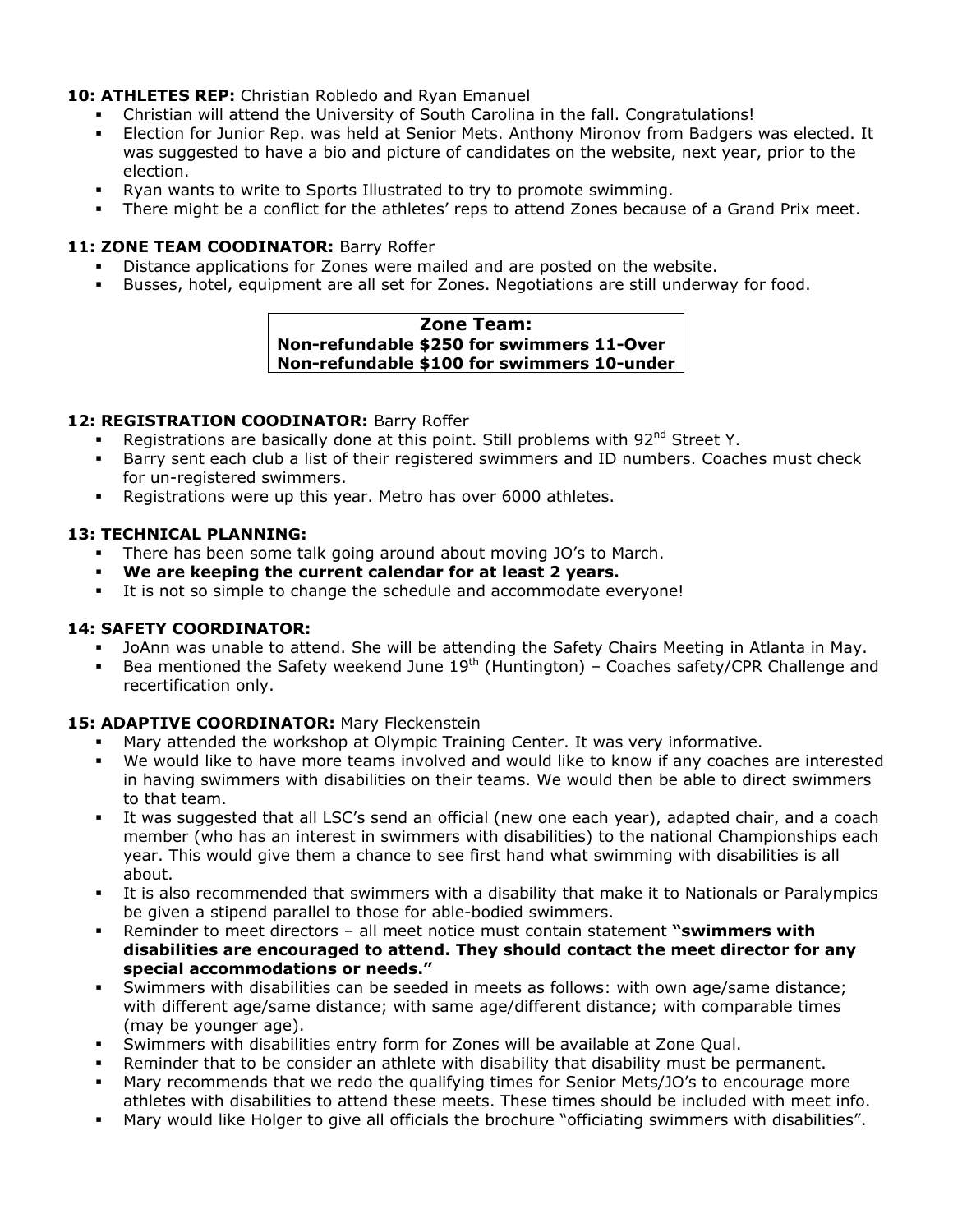**10: ATHLETES REP:** Christian Robledo and Ryan Emanuel

- Christian will attend the University of South Carolina in the fall. Congratulations!
- Election for Junior Rep. was held at Senior Mets. Anthony Mironov from Badgers was elected. It was suggested to have a bio and picture of candidates on the website, next year, prior to the election.
- Ryan wants to write to Sports Illustrated to try to promote swimming.
- There might be a conflict for the athletes' reps to attend Zones because of a Grand Prix meet.

**11: ZONE TEAM COODINATOR:** Barry Roffer

- Distance applications for Zones were mailed and are posted on the website.
- Busses, hotel, equipment are all set for Zones. Negotiations are still underway for food.

**Zone Team:**
**Non-refundable $250 for swimmers 11-Over**
**Non-refundable $100 for swimmers 10-under**

**12: REGISTRATION COODINATOR:** Barry Roffer

- Registrations are basically done at this point. Still problems with 92nd Street Y.
- Barry sent each club a list of their registered swimmers and ID numbers. Coaches must check for un-registered swimmers.
- Registrations were up this year. Metro has over 6000 athletes.

**13: TECHNICAL PLANNING:**

- There has been some talk going around about moving JO's to March.
- **We are keeping the current calendar for at least 2 years.**
- It is not so simple to change the schedule and accommodate everyone!

**14: SAFETY COORDINATOR:**

- JoAnn was unable to attend. She will be attending the Safety Chairs Meeting in Atlanta in May.
- Bea mentioned the Safety weekend June 19th (Huntington) – Coaches safety/CPR Challenge and recertification only.

**15: ADAPTIVE COORDINATOR:** Mary Fleckenstein

- Mary attended the workshop at Olympic Training Center. It was very informative.
- We would like to have more teams involved and would like to know if any coaches are interested in having swimmers with disabilities on their teams. We would then be able to direct swimmers to that team.
- It was suggested that all LSC's send an official (new one each year), adapted chair, and a coach member (who has an interest in swimmers with disabilities) to the national Championships each year. This would give them a chance to see first hand what swimming with disabilities is all about.
- It is also recommended that swimmers with a disability that make it to Nationals or Paralympics be given a stipend parallel to those for able-bodied swimmers.
- Reminder to meet directors – all meet notice must contain statement **"swimmers with disabilities are encouraged to attend. They should contact the meet director for any special accommodations or needs."**
- Swimmers with disabilities can be seeded in meets as follows: with own age/same distance; with different age/same distance; with same age/different distance; with comparable times (may be younger age).
- Swimmers with disabilities entry form for Zones will be available at Zone Qual.
- Reminder that to be consider an athlete with disability that disability must be permanent.
- Mary recommends that we redo the qualifying times for Senior Mets/JO's to encourage more athletes with disabilities to attend these meets. These times should be included with meet info.
- Mary would like Holger to give all officials the brochure "officiating swimmers with disabilities".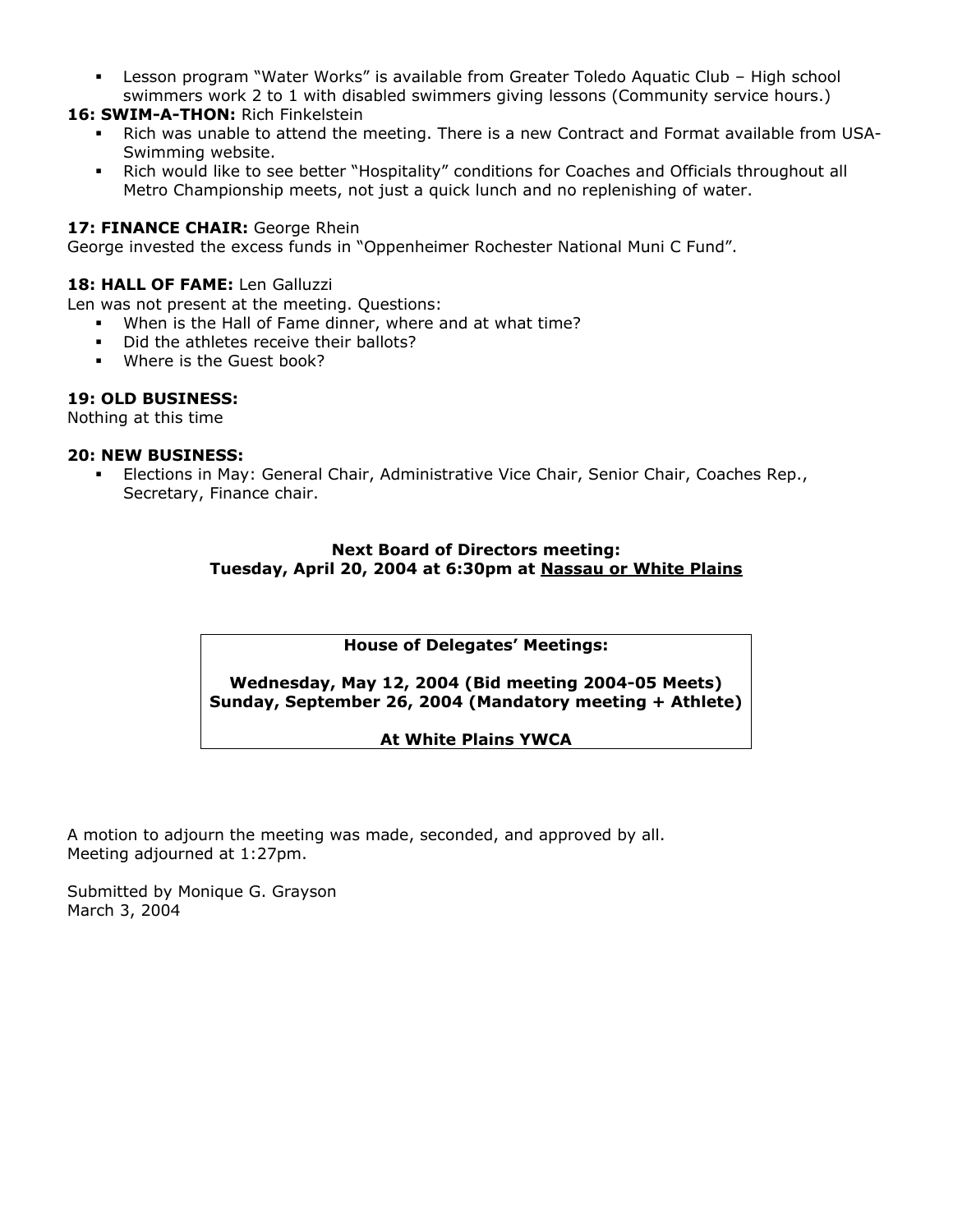- Lesson program "Water Works" is available from Greater Toledo Aquatic Club – High school swimmers work 2 to 1 with disabled swimmers giving lessons (Community service hours.)

**16: SWIM-A-THON:** Rich Finkelstein

- Rich was unable to attend the meeting. There is a new Contract and Format available from USA-Swimming website.
- Rich would like to see better "Hospitality" conditions for Coaches and Officials throughout all Metro Championship meets, not just a quick lunch and no replenishing of water.

**17: FINANCE CHAIR:** George Rhein

George invested the excess funds in "Oppenheimer Rochester National Muni C Fund".

**18: HALL OF FAME:** Len Galluzzi

Len was not present at the meeting. Questions:

- When is the Hall of Fame dinner, where and at what time?
- Did the athletes receive their ballots?
- Where is the Guest book?

**19: OLD BUSINESS:**

Nothing at this time

**20: NEW BUSINESS:**

- Elections in May: General Chair, Administrative Vice Chair, Senior Chair, Coaches Rep., Secretary, Finance chair.

**Next Board of Directors meeting:**
**Tuesday, April 20, 2004 at 6:30pm at Nassau or White Plains**

**House of Delegates' Meetings:**

**Wednesday, May 12, 2004 (Bid meeting 2004-05 Meets)**
**Sunday, September 26, 2004 (Mandatory meeting + Athlete)**

**At White Plains YWCA**

A motion to adjourn the meeting was made, seconded, and approved by all.
Meeting adjourned at 1:27pm.

Submitted by Monique G. Grayson
March 3, 2004